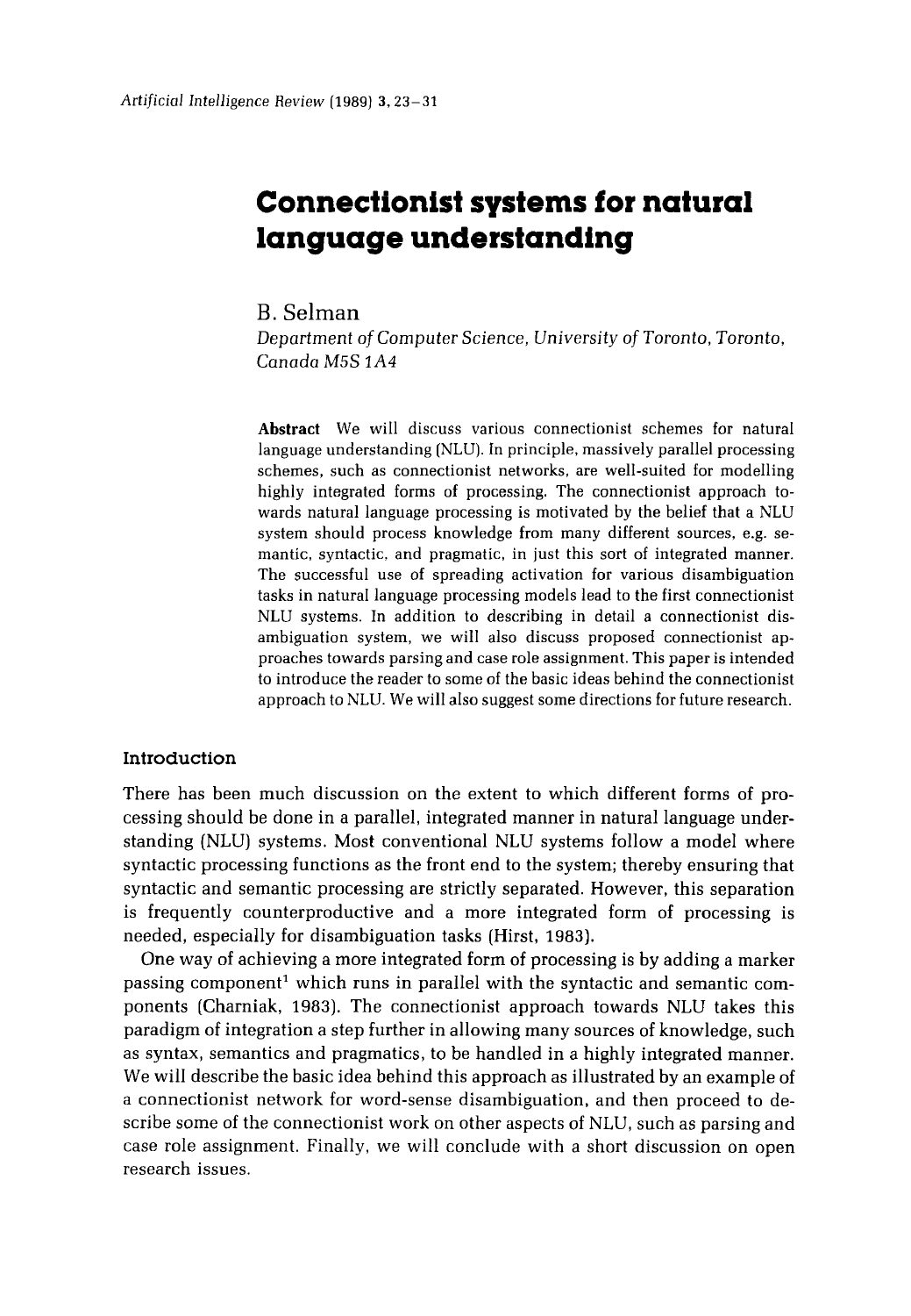# Connectionist systems for natural language understanding

B. Selman

*Department of Computer Science, University of Toronto, Toronto, Canada M5S 1A4*

**Abstract** We will discuss various connectionist schemes for natural language understanding (NLU). In principle, massively parallel processing schemes, such as connectionist networks, are well-suited for modelling highly integrated forms of processing. The connectionist approach towards natural language processing is motivated by the belief that a NLU system should process knowledge from many different sources, e.g. semantic, syntactic, and pragmatic, in just this sort of integrated manner. The successful use of spreading activation for various disambiguation tasks in natural language processing models lead to the first connectionist NLU systems. In addition to describing in detail a connectionist disambiguation system, we will also discuss proposed connectionist approaches towards parsing and case role assignment. This paper is intended to introduce the reader to some of the basic ideas behind the connectionist approach to NLU. We will also suggest some directions for future research.

## Introduction

There has been much discussion on the extent to which different forms of processing should be done in a parallel, integrated manner in natural language understanding (NLU) systems. Most conventional NLU systems follow a model where syntactic processing functions as the front end to the system; thereby ensuring that syntactic and semantic processing are strictly separated. However, this separation is frequently counterproductive and a more integrated form of processing is needed, especially for disambiguation tasks (Hirst, 1983).

One way of achieving a more integrated form of processing is by adding a marker passing component[1] which runs in parallel with the syntactic and semantic components (Charniak, 1983). The connectionist approach towards NLU takes this paradigm of integration a step further in allowing many sources of knowledge, such as syntax, semantics and pragmatics, to be handled in a highly integrated manner. We will describe the basic idea behind this approach as illustrated by an example of a connectionist network for word-sense disambiguation, and then proceed to describe some of the connectionist work on other aspects of NLU, such as parsing and case role assignment. Finally, we will conclude with a short discussion on open research issues.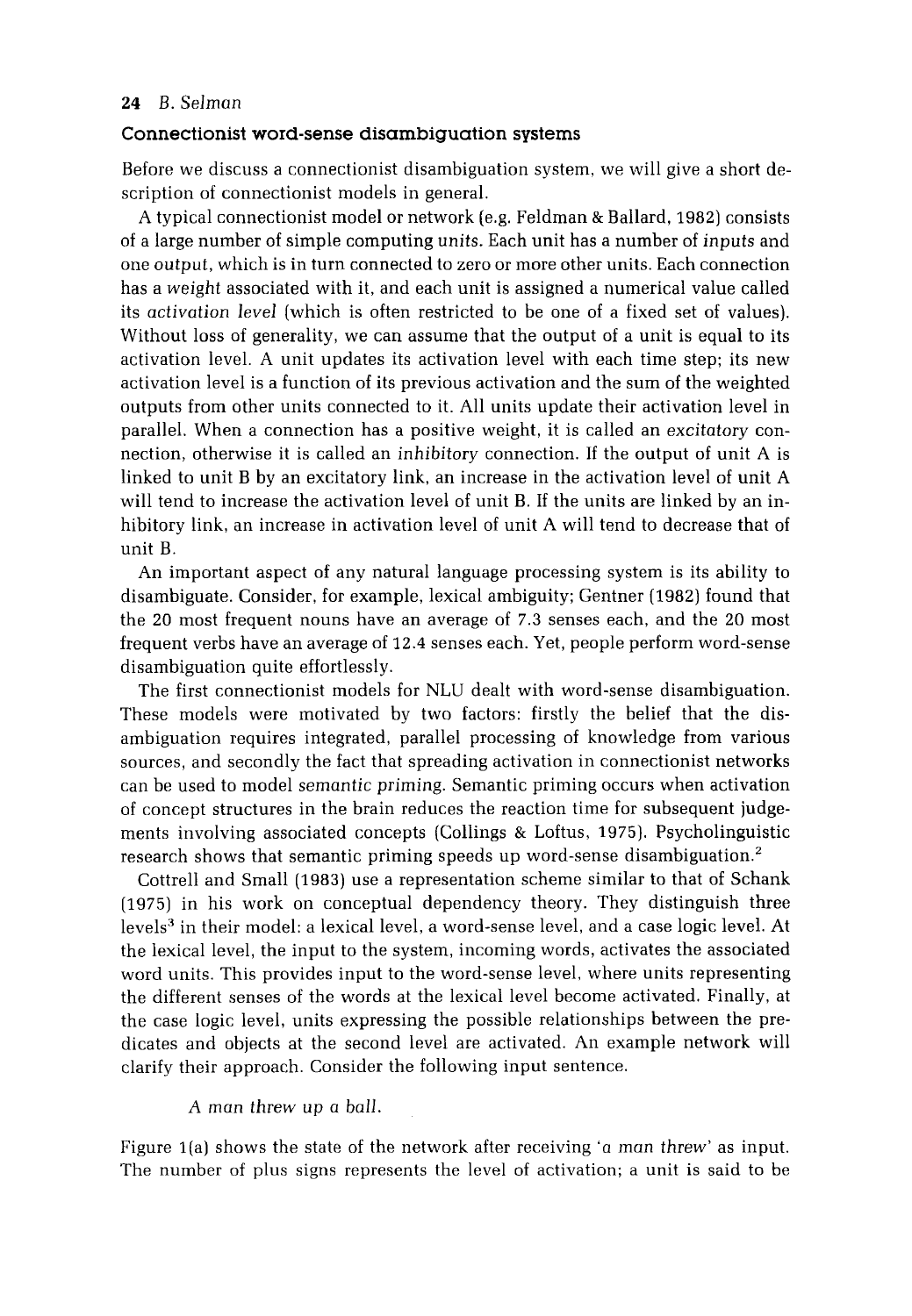## Connectionist word-sense disambiguation systems

Before we discuss a connectionist disambiguation system, we will give a short description of connectionist models in general.

A typical connectionist model or network (e.g. Feldman & Ballard, 1982) consists of a large number of simple computing *units*. Each unit has a number of *inputs* and one *output*, which is in turn connected to zero or more other units. Each connection has a *weight* associated with it, and each unit is assigned a numerical value called its *activation level* (which is often restricted to be one of a fixed set of values). Without loss of generality, we can assume that the output of a unit is equal to its activation level. A unit updates its activation level with each time step; its new activation level is a function of its previous activation and the sum of the weighted outputs from other units connected to it. All units update their activation level in parallel. When a connection has a positive weight, it is called an *excitatory* connection, otherwise it is called an *inhibitory* connection. If the output of unit A is linked to unit B by an excitatory link, an increase in the activation level of unit A will tend to increase the activation level of unit B. If the units are linked by an inhibitory link, an increase in activation level of unit A will tend to decrease that of unit B.

An important aspect of any natural language processing system is its ability to disambiguate. Consider, for example, lexical ambiguity; Gentner (1982) found that the 20 most frequent nouns have an average of 7.3 senses each, and the 20 most frequent verbs have an average of 12.4 senses each. Yet, people perform word-sense disambiguation quite effortlessly.

The first connectionist models for NLU dealt with word-sense disambiguation. These models were motivated by two factors: firstly the belief that the disambiguation requires integrated, parallel processing of knowledge from various sources, and secondly the fact that spreading activation in connectionist networks can be used to model *semantic priming*. Semantic priming occurs when activation of concept structures in the brain reduces the reaction time for subsequent judgements involving associated concepts (Collings & Loftus, 1975). Psycholinguistic research shows that semantic priming speeds up word-sense disambiguation.[2]

Cottrell and Small (1983) use a representation scheme similar to that of Schank (1975) in his work on conceptual dependency theory. They distinguish three levels[3] in their model: a lexical level, a word-sense level, and a case logic level. At the lexical level, the input to the system, incoming words, activates the associated word units. This provides input to the word-sense level, where units representing the different senses of the words at the lexical level become activated. Finally, at the case logic level, units expressing the possible relationships between the predicates and objects at the second level are activated. An example network will clarify their approach. Consider the following input sentence.

*A man threw up a ball.*

Figure 1(a) shows the state of the network after receiving '*a man threw*' as input. The number of plus signs represents the level of activation; a unit is said to be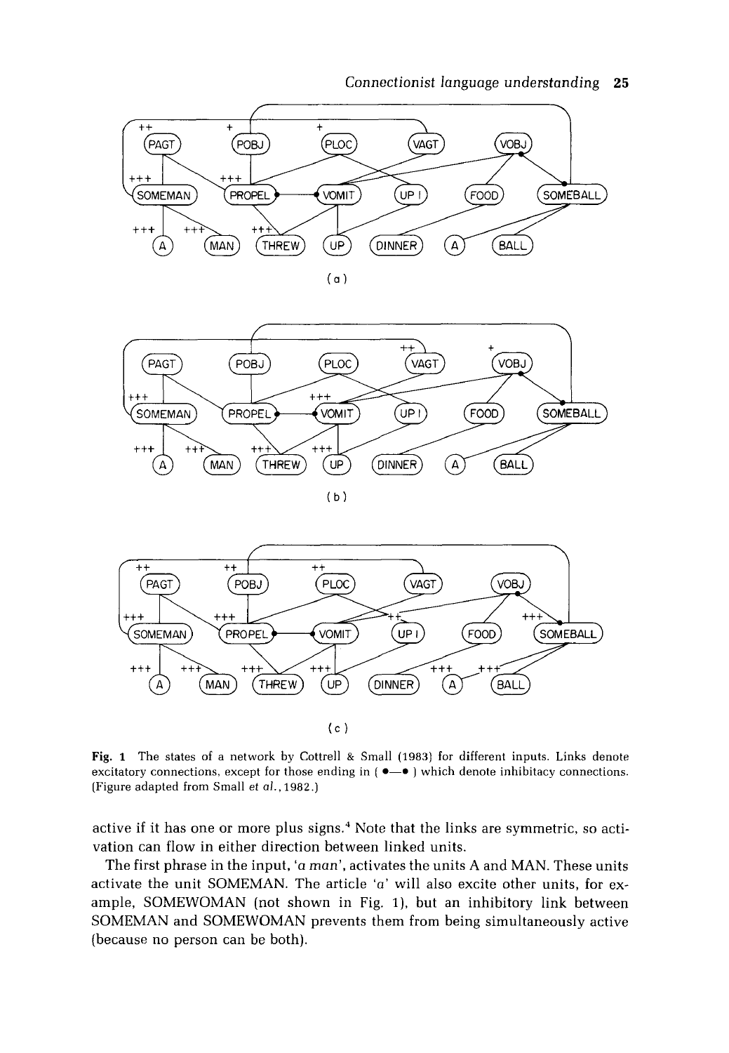Fig. 1 The states of a network by Cottrell & Small (1983) for different inputs. Links denote excitatory connections, except for those ending in ( ●—● ) which denote inhibitacy connections. (Figure adapted from Small *et al.*, 1982.)

active if it has one or more plus signs.[4] Note that the links are symmetric, so activation can flow in either direction between linked units.

The first phrase in the input, '*a man*', activates the units A and MAN. These units activate the unit SOMEMAN. The article '*a*' will also excite other units, for example, SOMEWOMAN (not shown in Fig. 1), but an inhibitory link between SOMEMAN and SOMEWOMAN prevents them from being simultaneously active (because no person can be both).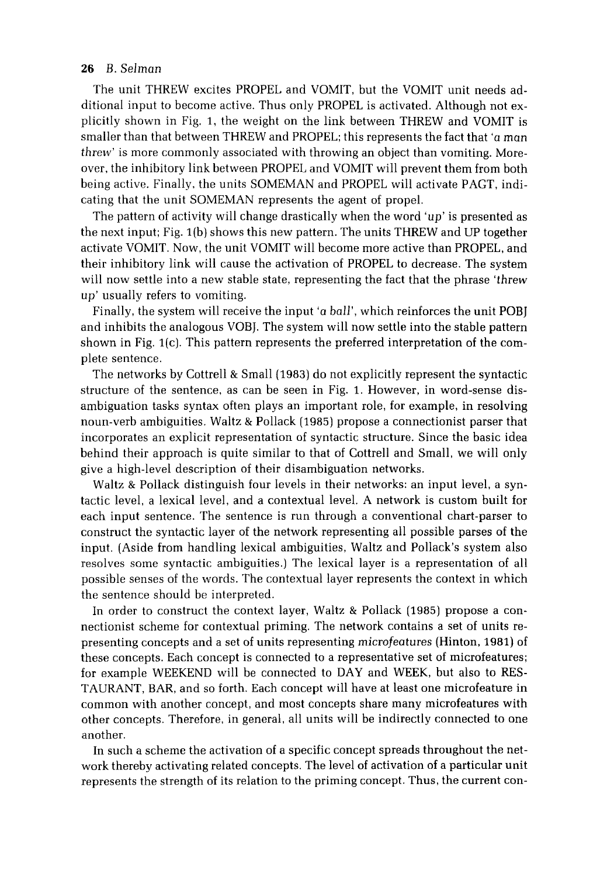The unit THREW excites PROPEL and VOMIT, but the VOMIT unit needs additional input to become active. Thus only PROPEL is activated. Although not explicitly shown in Fig. 1, the weight on the link between THREW and VOMIT is smaller than that between THREW and PROPEL; this represents the fact that '*a man threw*' is more commonly associated with throwing an object than vomiting. Moreover, the inhibitory link between PROPEL and VOMIT will prevent them from both being active. Finally, the units SOMEMAN and PROPEL will activate PAGT, indicating that the unit SOMEMAN represents the agent of propel.

The pattern of activity will change drastically when the word '*up*' is presented as the next input; Fig. 1(b) shows this new pattern. The units THREW and UP together activate VOMIT. Now, the unit VOMIT will become more active than PROPEL, and their inhibitory link will cause the activation of PROPEL to decrease. The system will now settle into a new stable state, representing the fact that the phrase '*threw up*' usually refers to vomiting.

Finally, the system will receive the input '*a ball*', which reinforces the unit POBJ and inhibits the analogous VOBJ. The system will now settle into the stable pattern shown in Fig. 1(c). This pattern represents the preferred interpretation of the complete sentence.

The networks by Cottrell & Small (1983) do not explicitly represent the syntactic structure of the sentence, as can be seen in Fig. 1. However, in word-sense disambiguation tasks syntax often plays an important role, for example, in resolving noun-verb ambiguities. Waltz & Pollack (1985) propose a connectionist parser that incorporates an explicit representation of syntactic structure. Since the basic idea behind their approach is quite similar to that of Cottrell and Small, we will only give a high-level description of their disambiguation networks.

Waltz & Pollack distinguish four levels in their networks: an input level, a syntactic level, a lexical level, and a contextual level. A network is custom built for each input sentence. The sentence is run through a conventional chart-parser to construct the syntactic layer of the network representing all possible parses of the input. (Aside from handling lexical ambiguities, Waltz and Pollack's system also resolves some syntactic ambiguities.) The lexical layer is a representation of all possible senses of the words. The contextual layer represents the context in which the sentence should be interpreted.

In order to construct the context layer, Waltz & Pollack (1985) propose a connectionist scheme for contextual priming. The network contains a set of units representing concepts and a set of units representing *microfeatures* (Hinton, 1981) of these concepts. Each concept is connected to a representative set of microfeatures; for example WEEKEND will be connected to DAY and WEEK, but also to RESTAURANT, BAR, and so forth. Each concept will have at least one microfeature in common with another concept, and most concepts share many microfeatures with other concepts. Therefore, in general, all units will be indirectly connected to one another.

In such a scheme the activation of a specific concept spreads throughout the network thereby activating related concepts. The level of activation of a particular unit represents the strength of its relation to the priming concept. Thus, the current con-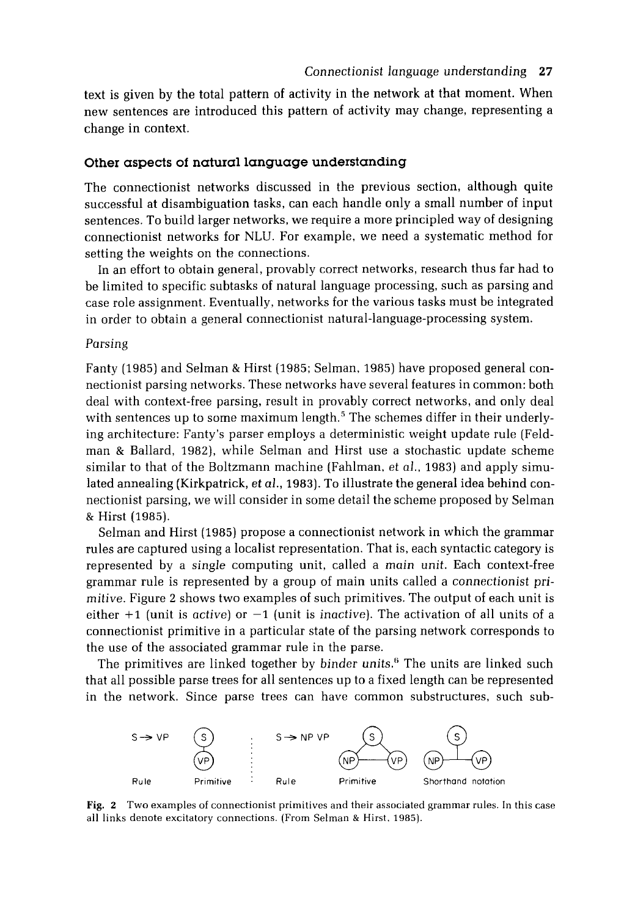text is given by the total pattern of activity in the network at that moment. When new sentences are introduced this pattern of activity may change, representing a change in context.

## Other aspects of natural language understanding

The connectionist networks discussed in the previous section, although quite successful at disambiguation tasks, can each handle only a small number of input sentences. To build larger networks, we require a more principled way of designing connectionist networks for NLU. For example, we need a systematic method for setting the weights on the connections.

In an effort to obtain general, provably correct networks, research thus far had to be limited to specific subtasks of natural language processing, such as parsing and case role assignment. Eventually, networks for the various tasks must be integrated in order to obtain a general connectionist natural-language-processing system.

### *Parsing*

Fanty (1985) and Selman & Hirst (1985; Selman, 1985) have proposed general connectionist parsing networks. These networks have several features in common: both deal with context-free parsing, result in provably correct networks, and only deal with sentences up to some maximum length.[5] The schemes differ in their underlying architecture: Fanty's parser employs a deterministic weight update rule (Feldman & Ballard, 1982), while Selman and Hirst use a stochastic update scheme similar to that of the Boltzmann machine (Fahlman, *et al.*, 1983) and apply simulated annealing (Kirkpatrick, *et al.*, 1983). To illustrate the general idea behind connectionist parsing, we will consider in some detail the scheme proposed by Selman & Hirst (1985).

Selman and Hirst (1985) propose a connectionist network in which the grammar rules are captured using a localist representation. That is, each syntactic category is represented by a *single* computing unit, called a *main unit*. Each context-free grammar rule is represented by a group of main units called a *connectionist primitive*. Figure 2 shows two examples of such primitives. The output of each unit is either +1 (unit is *active*) or −1 (unit is *inactive*). The activation of all units of a connectionist primitive in a particular state of the parsing network corresponds to the use of the associated grammar rule in the parse.

The primitives are linked together by *binder units*.[6] The units are linked such that all possible parse trees for all sentences up to a fixed length can be represented in the network. Since parse trees can have common substructures, such sub-

S → VP — Rule; Primitive. S → NP VP — Rule; Primitive; Shorthand notation

**Fig. 2** Two examples of connectionist primitives and their associated grammar rules. In this case all links denote excitatory connections. (From Selman & Hirst, 1985).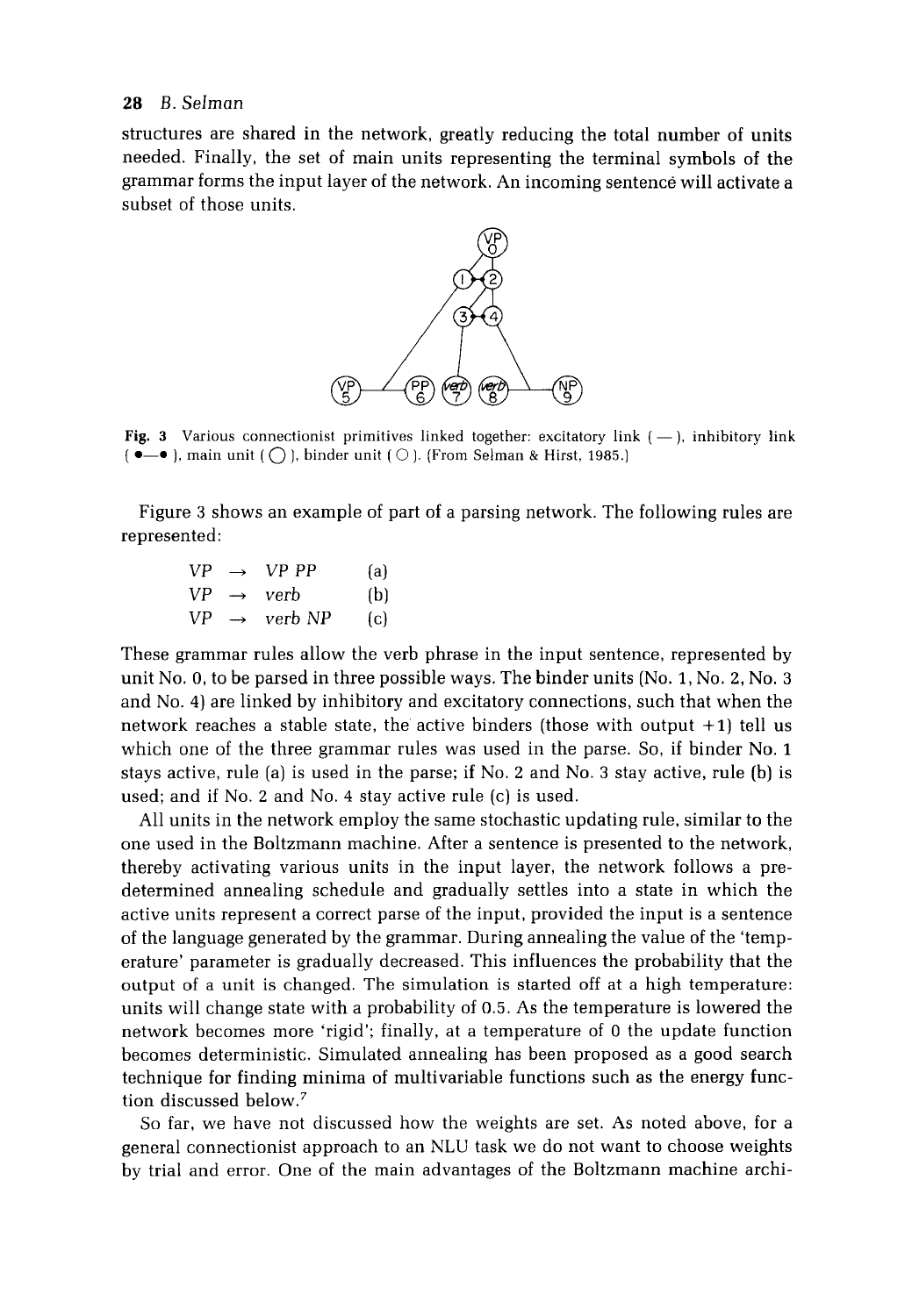structures are shared in the network, greatly reducing the total number of units needed. Finally, the set of main units representing the terminal symbols of the grammar forms the input layer of the network. An incoming sentence will activate a subset of those units.

Fig. 3 Various connectionist primitives linked together: excitatory link ( — ), inhibitory link ( •—• ), main unit ( ◯ ), binder unit ( ○ ). (From Selman & Hirst, 1985.)

Figure 3 shows an example of part of a parsing network. The following rules are represented:

$$\begin{array}{llll} VP & \rightarrow & VP\ PP & \text{(a)} \\ VP & \rightarrow & verb & \text{(b)} \\ VP & \rightarrow & verb\ NP & \text{(c)} \end{array}$$

These grammar rules allow the verb phrase in the input sentence, represented by unit No. 0, to be parsed in three possible ways. The binder units (No. 1, No. 2, No. 3 and No. 4) are linked by inhibitory and excitatory connections, such that when the network reaches a stable state, the active binders (those with output +1) tell us which one of the three grammar rules was used in the parse. So, if binder No. 1 stays active, rule (a) is used in the parse; if No. 2 and No. 3 stay active, rule (b) is used; and if No. 2 and No. 4 stay active rule (c) is used.

All units in the network employ the same stochastic updating rule, similar to the one used in the Boltzmann machine. After a sentence is presented to the network, thereby activating various units in the input layer, the network follows a predetermined annealing schedule and gradually settles into a state in which the active units represent a correct parse of the input, provided the input is a sentence of the language generated by the grammar. During annealing the value of the 'temperature' parameter is gradually decreased. This influences the probability that the output of a unit is changed. The simulation is started off at a high temperature: units will change state with a probability of 0.5. As the temperature is lowered the network becomes more 'rigid'; finally, at a temperature of 0 the update function becomes deterministic. Simulated annealing has been proposed as a good search technique for finding minima of multivariable functions such as the energy function discussed below.[7]

So far, we have not discussed how the weights are set. As noted above, for a general connectionist approach to an NLU task we do not want to choose weights by trial and error. One of the main advantages of the Boltzmann machine archi-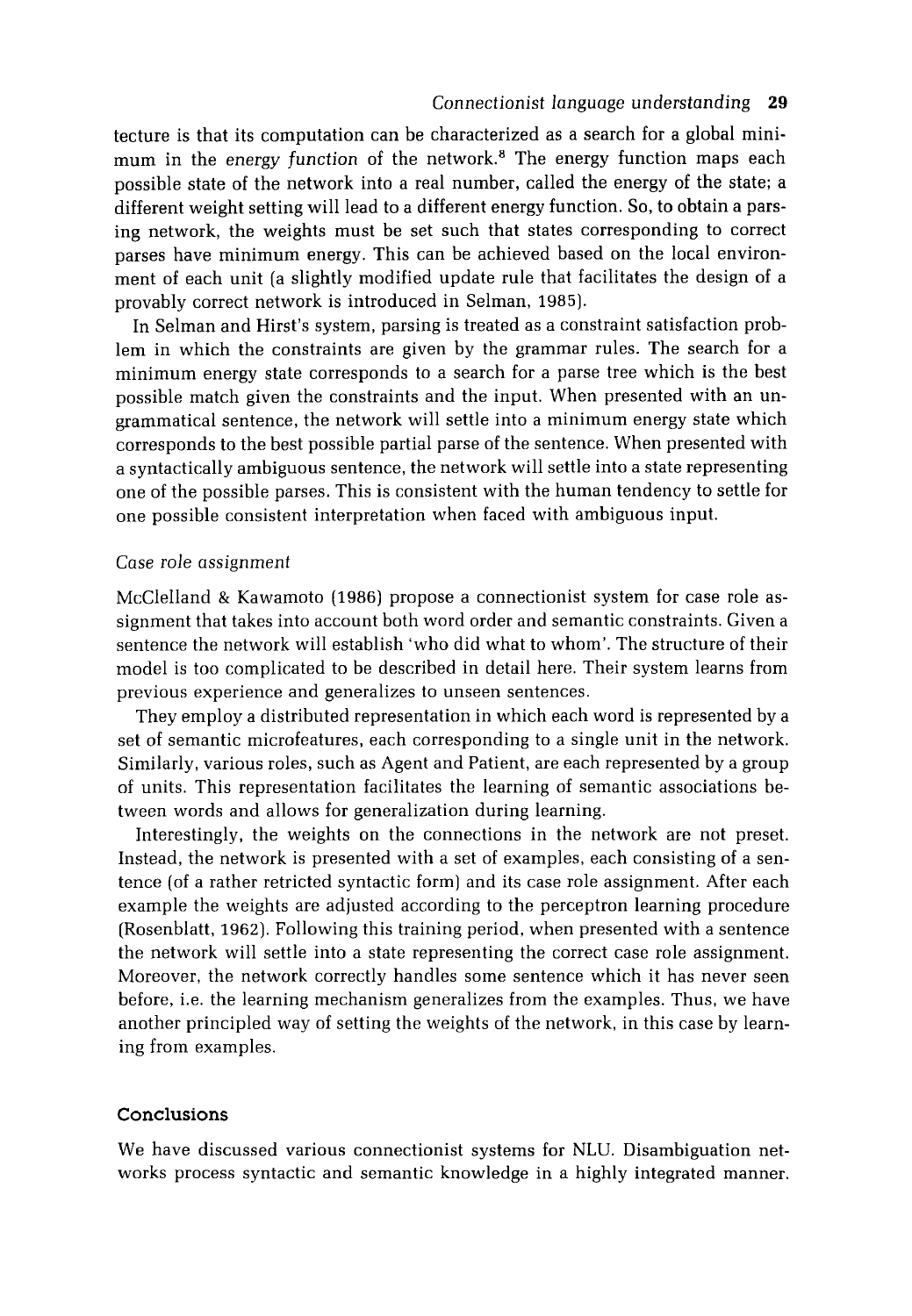tecture is that its computation can be characterized as a search for a global minimum in the *energy function* of the network.[8] The energy function maps each possible state of the network into a real number, called the energy of the state; a different weight setting will lead to a different energy function. So, to obtain a parsing network, the weights must be set such that states corresponding to correct parses have minimum energy. This can be achieved based on the local environment of each unit (a slightly modified update rule that facilitates the design of a provably correct network is introduced in Selman, 1985).

In Selman and Hirst's system, parsing is treated as a constraint satisfaction problem in which the constraints are given by the grammar rules. The search for a minimum energy state corresponds to a search for a parse tree which is the best possible match given the constraints and the input. When presented with an ungrammatical sentence, the network will settle into a minimum energy state which corresponds to the best possible partial parse of the sentence. When presented with a syntactically ambiguous sentence, the network will settle into a state representing one of the possible parses. This is consistent with the human tendency to settle for one possible consistent interpretation when faced with ambiguous input.

### *Case role assignment*

McClelland & Kawamoto (1986) propose a connectionist system for case role assignment that takes into account both word order and semantic constraints. Given a sentence the network will establish 'who did what to whom'. The structure of their model is too complicated to be described in detail here. Their system learns from previous experience and generalizes to unseen sentences.

They employ a distributed representation in which each word is represented by a set of semantic microfeatures, each corresponding to a single unit in the network. Similarly, various roles, such as Agent and Patient, are each represented by a group of units. This representation facilitates the learning of semantic associations between words and allows for generalization during learning.

Interestingly, the weights on the connections in the network are not preset. Instead, the network is presented with a set of examples, each consisting of a sentence (of a rather retricted syntactic form) and its case role assignment. After each example the weights are adjusted according to the perceptron learning procedure (Rosenblatt, 1962). Following this training period, when presented with a sentence the network will settle into a state representing the correct case role assignment. Moreover, the network correctly handles some sentence which it has never seen before, i.e. the learning mechanism generalizes from the examples. Thus, we have another principled way of setting the weights of the network, in this case by learning from examples.

## Conclusions

We have discussed various connectionist systems for NLU. Disambiguation networks process syntactic and semantic knowledge in a highly integrated manner.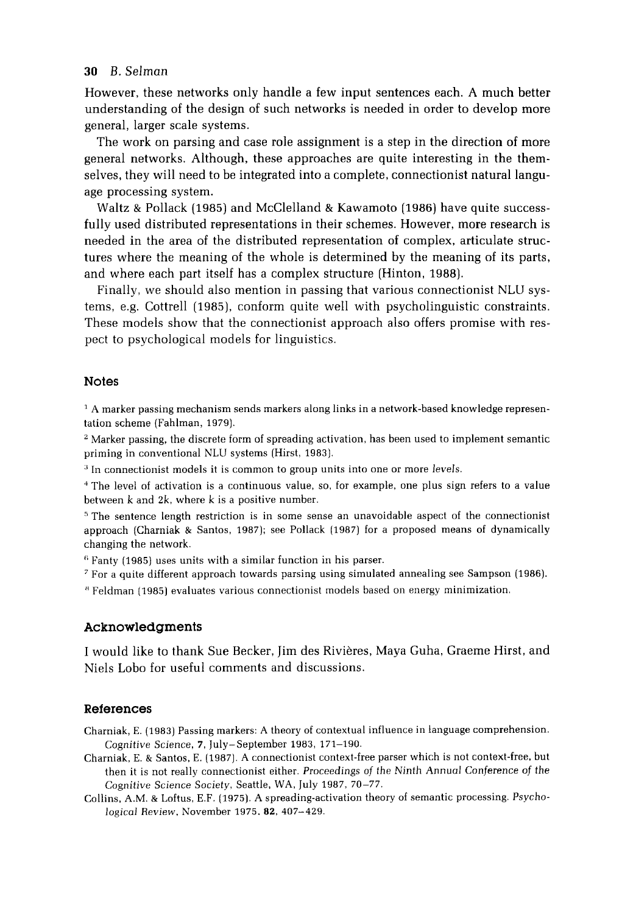However, these networks only handle a few input sentences each. A much better understanding of the design of such networks is needed in order to develop more general, larger scale systems.

The work on parsing and case role assignment is a step in the direction of more general networks. Although, these approaches are quite interesting in the themselves, they will need to be integrated into a complete, connectionist natural language processing system.

Waltz & Pollack (1985) and McClelland & Kawamoto (1986) have quite successfully used distributed representations in their schemes. However, more research is needed in the area of the distributed representation of complex, articulate structures where the meaning of the whole is determined by the meaning of its parts, and where each part itself has a complex structure (Hinton, 1988).

Finally, we should also mention in passing that various connectionist NLU systems, e.g. Cottrell (1985), conform quite well with psycholinguistic constraints. These models show that the connectionist approach also offers promise with respect to psychological models for linguistics.

## Notes

[1] A marker passing mechanism sends markers along links in a network-based knowledge representation scheme (Fahlman, 1979).

[2] Marker passing, the discrete form of spreading activation, has been used to implement semantic priming in conventional NLU systems (Hirst, 1983).

[3] In connectionist models it is common to group units into one or more *levels*.

[4] The level of activation is a continuous value, so, for example, one plus sign refers to a value between $k$ and $2k$, where $k$ is a positive number.

[5] The sentence length restriction is in some sense an unavoidable aspect of the connectionist approach (Charniak & Santos, 1987); see Pollack (1987) for a proposed means of dynamically changing the network.

[6] Fanty (1985) uses units with a similar function in his parser.

[7] For a quite different approach towards parsing using simulated annealing see Sampson (1986).

[8] Feldman (1985) evaluates various connectionist models based on energy minimization.

## Acknowledgments

I would like to thank Sue Becker, Jim des Rivières, Maya Guha, Graeme Hirst, and Niels Lobo for useful comments and discussions.

## References

Charniak, E. (1983) Passing markers: A theory of contextual influence in language comprehension. *Cognitive Science*, **7**, July–September 1983, 171–190.

Charniak, E. & Santos, E. (1987). A connectionist context-free parser which is not context-free, but then it is not really connectionist either. *Proceedings of the Ninth Annual Conference of the Cognitive Science Society*, Seattle, WA, July 1987, 70–77.

Collins, A.M. & Loftus, E.F. (1975). A spreading-activation theory of semantic processing. *Psychological Review*, November 1975, **82**, 407–429.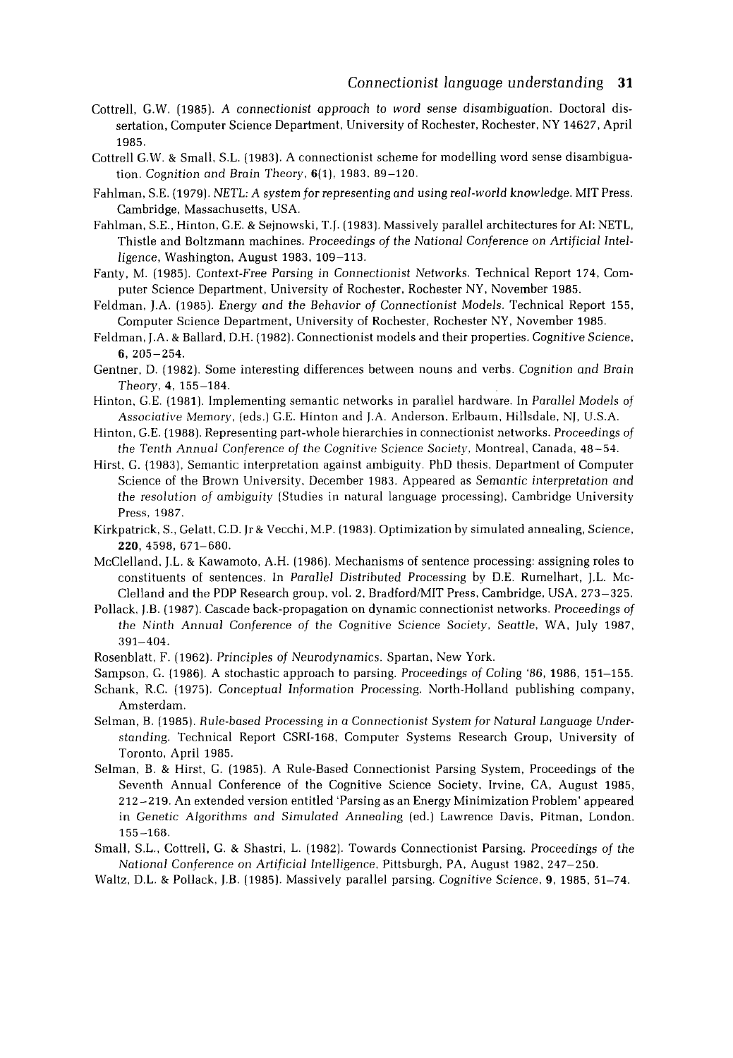Cottrell, G.W. (1985). *A connectionist approach to word sense disambiguation.* Doctoral dissertation, Computer Science Department, University of Rochester, Rochester, NY 14627, April 1985.

Cottrell G.W. & Small, S.L. (1983). A connectionist scheme for modelling word sense disambiguation. *Cognition and Brain Theory*, **6**(1), 1983, 89–120.

Fahlman, S.E. (1979). *NETL: A system for representing and using real-world knowledge.* MIT Press. Cambridge, Massachusetts, USA.

Fahlman, S.E., Hinton, G.E. & Sejnowski, T.J. (1983). Massively parallel architectures for AI: NETL, Thistle and Boltzmann machines. *Proceedings of the National Conference on Artificial Intelligence*, Washington, August 1983, 109–113.

Fanty, M. (1985). *Context-Free Parsing in Connectionist Networks.* Technical Report 174, Computer Science Department, University of Rochester, Rochester NY, November 1985.

Feldman, J.A. (1985). *Energy and the Behavior of Connectionist Models.* Technical Report 155, Computer Science Department, University of Rochester, Rochester NY, November 1985.

Feldman, J.A. & Ballard, D.H. (1982). Connectionist models and their properties. *Cognitive Science*, **6**, 205–254.

Gentner, D. (1982). Some interesting differences between nouns and verbs. *Cognition and Brain Theory*, **4**, 155–184.

Hinton, G.E. (1981). Implementing semantic networks in parallel hardware. In *Parallel Models of Associative Memory*, (eds.) G.E. Hinton and J.A. Anderson, Erlbaum, Hillsdale, NJ, U.S.A.

Hinton, G.E. (1988). Representing part-whole hierarchies in connectionist networks. *Proceedings of the Tenth Annual Conference of the Cognitive Science Society*, Montreal, Canada, 48–54.

Hirst, G. (1983). Semantic interpretation against ambiguity. PhD thesis, Department of Computer Science of the Brown University, December 1983. Appeared as *Semantic interpretation and the resolution of ambiguity* (Studies in natural language processing), Cambridge University Press, 1987.

Kirkpatrick, S., Gelatt, C.D. Jr & Vecchi, M.P. (1983). Optimization by simulated annealing, *Science*, **220**, 4598, 671–680.

McClelland, J.L. & Kawamoto, A.H. (1986). Mechanisms of sentence processing: assigning roles to constituents of sentences. In *Parallel Distributed Processing* by D.E. Rumelhart, J.L. McClelland and the PDP Research group, vol. 2, Bradford/MIT Press, Cambridge, USA, 273–325.

Pollack, J.B. (1987). Cascade back-propagation on dynamic connectionist networks. *Proceedings of the Ninth Annual Conference of the Cognitive Science Society*, Seattle, WA, July 1987, 391–404.

Rosenblatt, F. (1962). *Principles of Neurodynamics.* Spartan, New York.

Sampson, G. (1986). A stochastic approach to parsing. *Proceedings of Coling '86*, 1986, 151–155.

Schank, R.C. (1975). *Conceptual Information Processing.* North-Holland publishing company, Amsterdam.

Selman, B. (1985). *Rule-based Processing in a Connectionist System for Natural Language Understanding.* Technical Report CSRI-168, Computer Systems Research Group, University of Toronto, April 1985.

Selman, B. & Hirst, G. (1985). A Rule-Based Connectionist Parsing System, Proceedings of the Seventh Annual Conference of the Cognitive Science Society, Irvine, CA, August 1985, 212–219. An extended version entitled 'Parsing as an Energy Minimization Problem' appeared in *Genetic Algorithms and Simulated Annealing* (ed.) Lawrence Davis, Pitman, London. 155–168.

Small, S.L., Cottrell, G. & Shastri, L. (1982). Towards Connectionist Parsing. *Proceedings of the National Conference on Artificial Intelligence*, Pittsburgh, PA, August 1982, 247–250.

Waltz, D.L. & Pollack, J.B. (1985). Massively parallel parsing. *Cognitive Science*, **9**, 1985, 51–74.